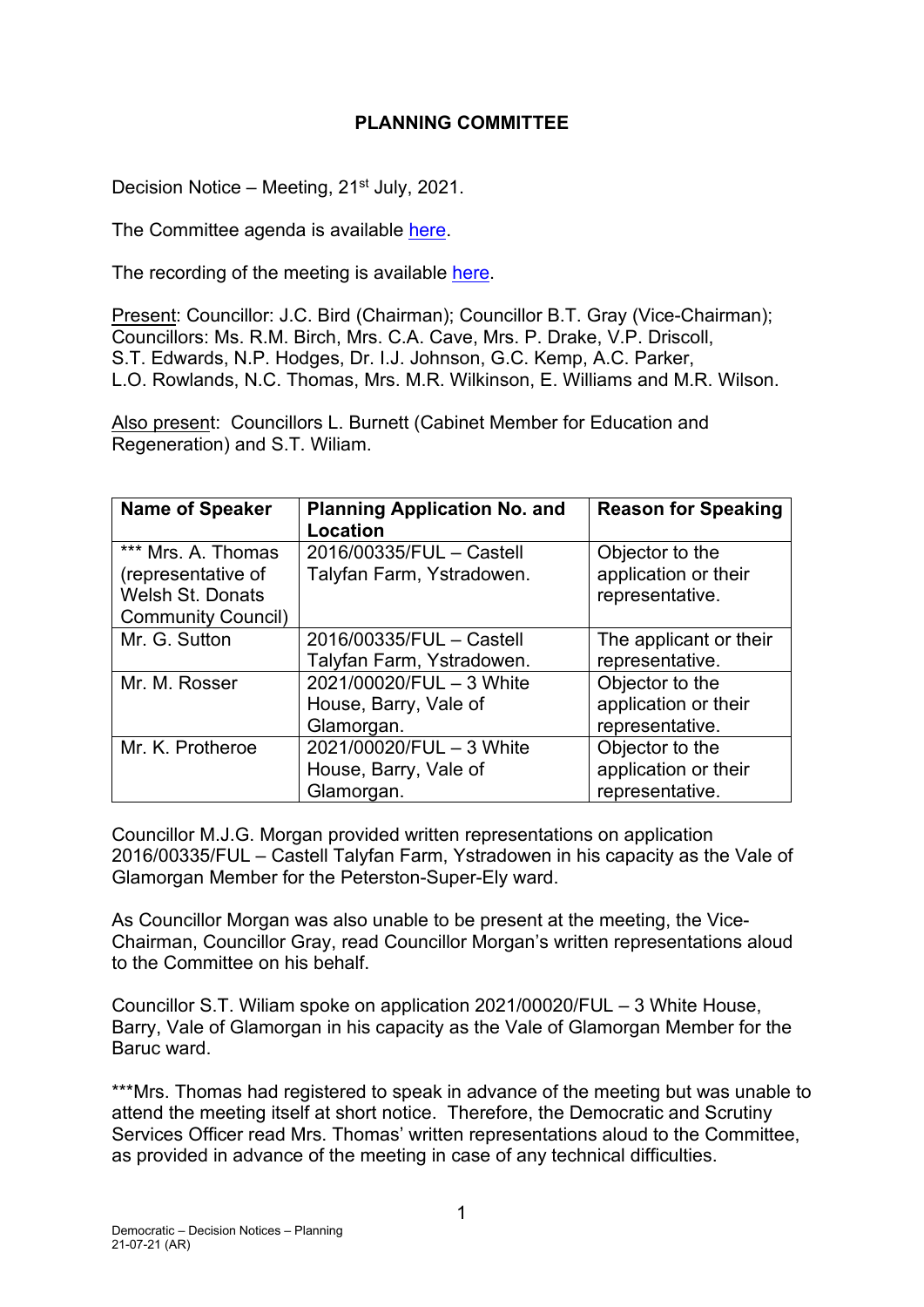# PLANNING COMMITTEE

Decision Notice – Meeting, 21st July, 2021.

The Committee agenda is available here.

The recording of the meeting is available here.

Present: Councillor: J.C. Bird (Chairman); Councillor B.T. Gray (Vice-Chairman); Councillors: Ms. R.M. Birch, Mrs. C.A. Cave, Mrs. P. Drake, V.P. Driscoll, S.T. Edwards, N.P. Hodges, Dr. I.J. Johnson, G.C. Kemp, A.C. Parker, L.O. Rowlands, N.C. Thomas, Mrs. M.R. Wilkinson, E. Williams and M.R. Wilson.

Also present: Councillors L. Burnett (Cabinet Member for Education and Regeneration) and S.T. Wiliam.

| Name of Speaker | Planning Application No. and Location | Reason for Speaking |
|---|---|---|
| *** Mrs. A. Thomas (representative of Welsh St. Donats Community Council) | 2016/00335/FUL – Castell Talyfan Farm, Ystradowen. | Objector to the application or their representative. |
| Mr. G. Sutton | 2016/00335/FUL – Castell Talyfan Farm, Ystradowen. | The applicant or their representative. |
| Mr. M. Rosser | 2021/00020/FUL – 3 White House, Barry, Vale of Glamorgan. | Objector to the application or their representative. |
| Mr. K. Protheroe | 2021/00020/FUL – 3 White House, Barry, Vale of Glamorgan. | Objector to the application or their representative. |

Councillor M.J.G. Morgan provided written representations on application 2016/00335/FUL – Castell Talyfan Farm, Ystradowen in his capacity as the Vale of Glamorgan Member for the Peterston-Super-Ely ward.

As Councillor Morgan was also unable to be present at the meeting, the Vice-Chairman, Councillor Gray, read Councillor Morgan's written representations aloud to the Committee on his behalf.

Councillor S.T. Wiliam spoke on application 2021/00020/FUL – 3 White House, Barry, Vale of Glamorgan in his capacity as the Vale of Glamorgan Member for the Baruc ward.

***Mrs. Thomas had registered to speak in advance of the meeting but was unable to attend the meeting itself at short notice. Therefore, the Democratic and Scrutiny Services Officer read Mrs. Thomas' written representations aloud to the Committee, as provided in advance of the meeting in case of any technical difficulties.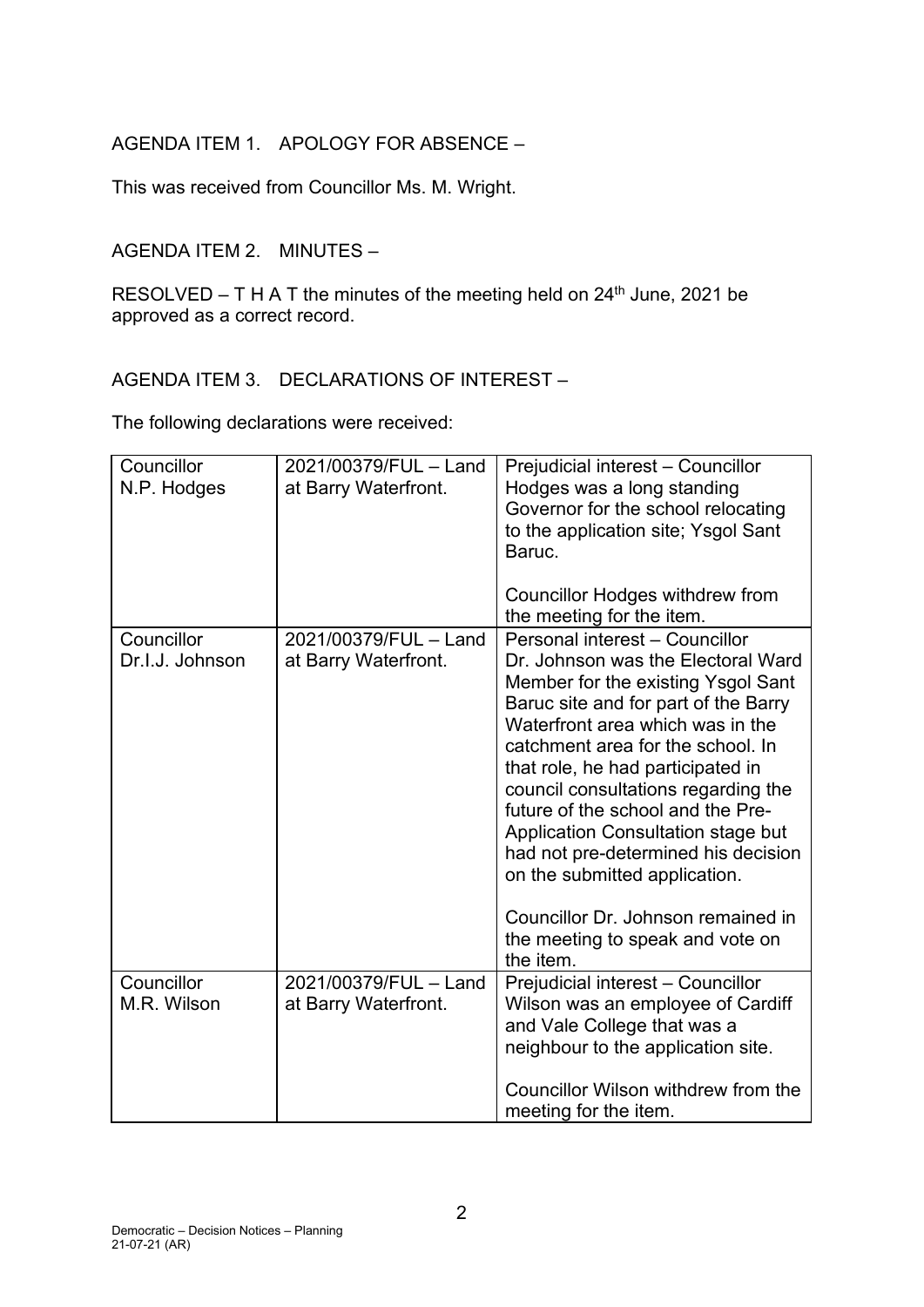AGENDA ITEM 1. APOLOGY FOR ABSENCE –

This was received from Councillor Ms. M. Wright.

AGENDA ITEM 2. MINUTES –

RESOLVED – T H A T the minutes of the meeting held on 24th June, 2021 be approved as a correct record.

AGENDA ITEM 3. DECLARATIONS OF INTEREST –

The following declarations were received:

| | | |
|---|---|---|
| Councillor N.P. Hodges | 2021/00379/FUL – Land at Barry Waterfront. | Prejudicial interest – Councillor Hodges was a long standing Governor for the school relocating to the application site; Ysgol Sant Baruc.<br><br>Councillor Hodges withdrew from the meeting for the item. |
| Councillor Dr.I.J. Johnson | 2021/00379/FUL – Land at Barry Waterfront. | Personal interest – Councillor Dr. Johnson was the Electoral Ward Member for the existing Ysgol Sant Baruc site and for part of the Barry Waterfront area which was in the catchment area for the school. In that role, he had participated in council consultations regarding the future of the school and the Pre-Application Consultation stage but had not pre-determined his decision on the submitted application.<br><br>Councillor Dr. Johnson remained in the meeting to speak and vote on the item. |
| Councillor M.R. Wilson | 2021/00379/FUL – Land at Barry Waterfront. | Prejudicial interest – Councillor Wilson was an employee of Cardiff and Vale College that was a neighbour to the application site.<br><br>Councillor Wilson withdrew from the meeting for the item. |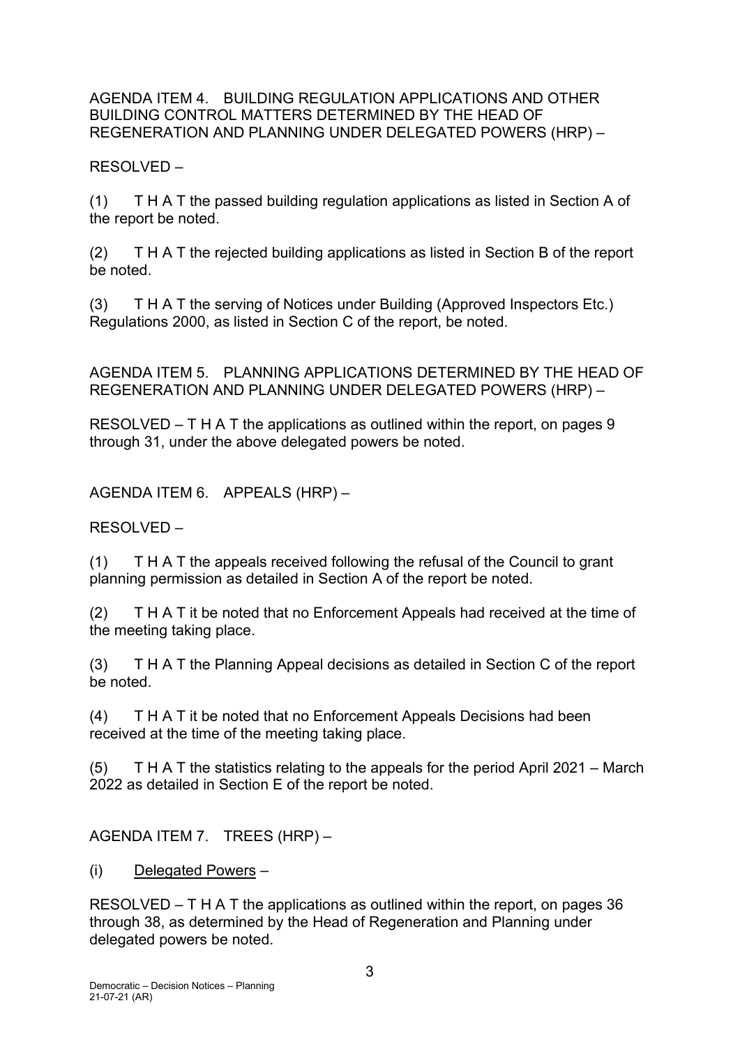AGENDA ITEM 4. BUILDING REGULATION APPLICATIONS AND OTHER BUILDING CONTROL MATTERS DETERMINED BY THE HEAD OF REGENERATION AND PLANNING UNDER DELEGATED POWERS (HRP) –

RESOLVED –

(1) T H A T the passed building regulation applications as listed in Section A of the report be noted.

(2) T H A T the rejected building applications as listed in Section B of the report be noted.

(3) T H A T the serving of Notices under Building (Approved Inspectors Etc.) Regulations 2000, as listed in Section C of the report, be noted.

AGENDA ITEM 5. PLANNING APPLICATIONS DETERMINED BY THE HEAD OF REGENERATION AND PLANNING UNDER DELEGATED POWERS (HRP) –

RESOLVED – T H A T the applications as outlined within the report, on pages 9 through 31, under the above delegated powers be noted.

AGENDA ITEM 6. APPEALS (HRP) –

RESOLVED –

(1) T H A T the appeals received following the refusal of the Council to grant planning permission as detailed in Section A of the report be noted.

(2) T H A T it be noted that no Enforcement Appeals had received at the time of the meeting taking place.

(3) T H A T the Planning Appeal decisions as detailed in Section C of the report be noted.

(4) T H A T it be noted that no Enforcement Appeals Decisions had been received at the time of the meeting taking place.

(5) T H A T the statistics relating to the appeals for the period April 2021 – March 2022 as detailed in Section E of the report be noted.

AGENDA ITEM 7. TREES (HRP) –

(i) Delegated Powers –

RESOLVED – T H A T the applications as outlined within the report, on pages 36 through 38, as determined by the Head of Regeneration and Planning under delegated powers be noted.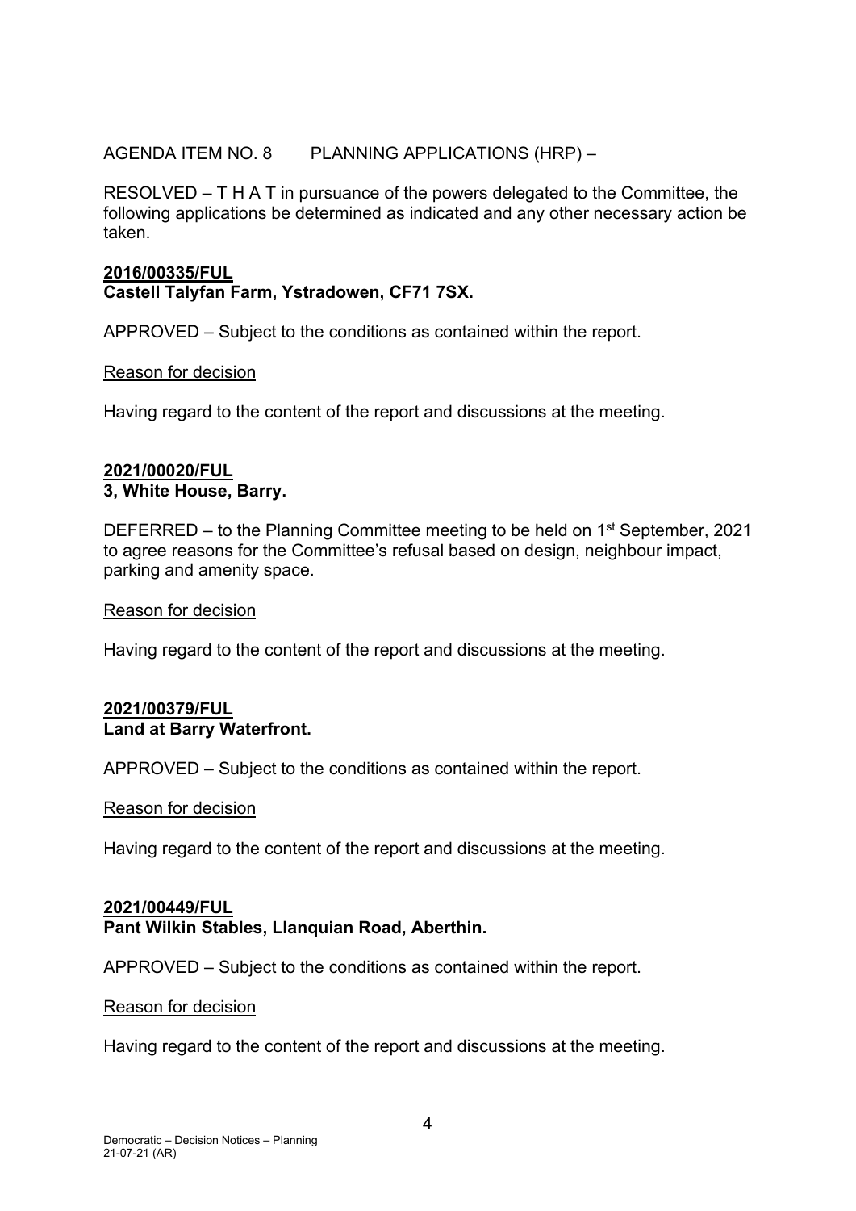AGENDA ITEM NO. 8 PLANNING APPLICATIONS (HRP) –

RESOLVED – T H A T in pursuance of the powers delegated to the Committee, the following applications be determined as indicated and any other necessary action be taken.

**2016/00335/FUL**
**Castell Talyfan Farm, Ystradowen, CF71 7SX.**

APPROVED – Subject to the conditions as contained within the report.

Reason for decision

Having regard to the content of the report and discussions at the meeting.

**2021/00020/FUL**
**3, White House, Barry.**

DEFERRED – to the Planning Committee meeting to be held on 1st September, 2021 to agree reasons for the Committee's refusal based on design, neighbour impact, parking and amenity space.

Reason for decision

Having regard to the content of the report and discussions at the meeting.

**2021/00379/FUL**
**Land at Barry Waterfront.**

APPROVED – Subject to the conditions as contained within the report.

Reason for decision

Having regard to the content of the report and discussions at the meeting.

**2021/00449/FUL**
**Pant Wilkin Stables, Llanquian Road, Aberthin.**

APPROVED – Subject to the conditions as contained within the report.

Reason for decision

Having regard to the content of the report and discussions at the meeting.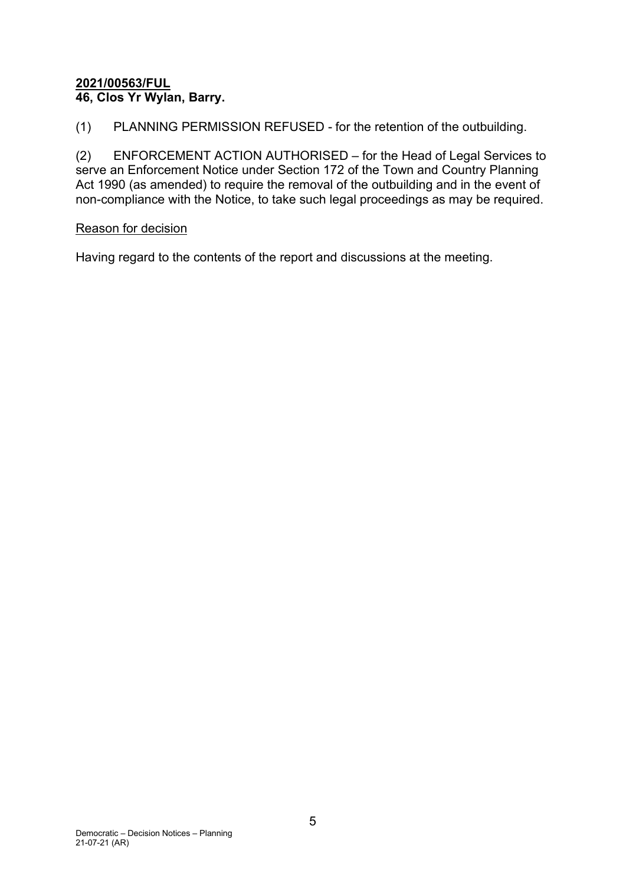**<u>2021/00563/FUL</u>**
**46, Clos Yr Wylan, Barry.**

(1) PLANNING PERMISSION REFUSED - for the retention of the outbuilding.

(2) ENFORCEMENT ACTION AUTHORISED – for the Head of Legal Services to serve an Enforcement Notice under Section 172 of the Town and Country Planning Act 1990 (as amended) to require the removal of the outbuilding and in the event of non-compliance with the Notice, to take such legal proceedings as may be required.

<u>Reason for decision</u>

Having regard to the contents of the report and discussions at the meeting.